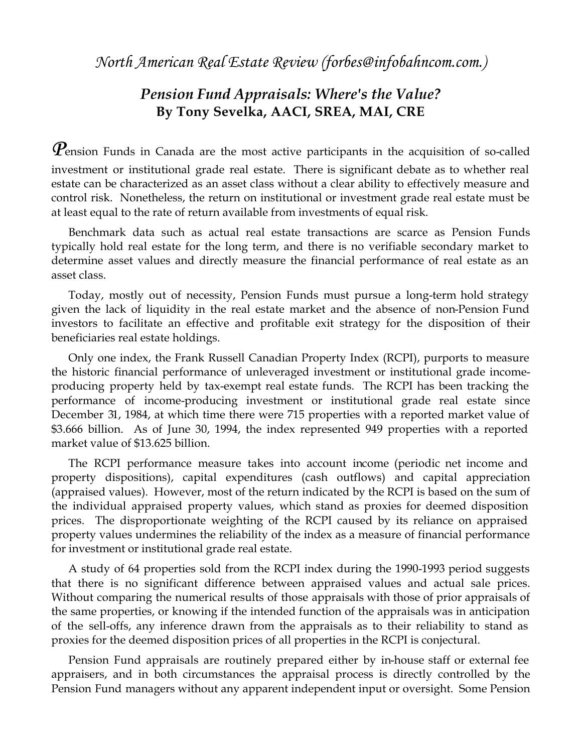*North American Real Estate Review (forbes@infobahncom.com.)*

## *Pension Fund Appraisals: Where's the Value?*

**By Tony Sevelka, AACI, SREA, MAI, CRE**

Pension Funds in Canada are the most active participants in the acquisition of so-called investment or institutional grade real estate. There is significant debate as to whether real estate can be characterized as an asset class without a clear ability to effectively measure and control risk. Nonetheless, the return on institutional or investment grade real estate must be at least equal to the rate of return available from investments of equal risk.

Benchmark data such as actual real estate transactions are scarce as Pension Funds typically hold real estate for the long term, and there is no verifiable secondary market to determine asset values and directly measure the financial performance of real estate as an asset class.

Today, mostly out of necessity, Pension Funds must pursue a long-term hold strategy given the lack of liquidity in the real estate market and the absence of non-Pension Fund investors to facilitate an effective and profitable exit strategy for the disposition of their beneficiaries real estate holdings.

Only one index, the Frank Russell Canadian Property Index (RCPI), purports to measure the historic financial performance of unleveraged investment or institutional grade income-producing property held by tax-exempt real estate funds. The RCPI has been tracking the performance of income-producing investment or institutional grade real estate since December 31, 1984, at which time there were 715 properties with a reported market value of $3.666 billion. As of June 30, 1994, the index represented 949 properties with a reported market value of $13.625 billion.

The RCPI performance measure takes into account income (periodic net income and property dispositions), capital expenditures (cash outflows) and capital appreciation (appraised values). However, most of the return indicated by the RCPI is based on the sum of the individual appraised property values, which stand as proxies for deemed disposition prices. The disproportionate weighting of the RCPI caused by its reliance on appraised property values undermines the reliability of the index as a measure of financial performance for investment or institutional grade real estate.

A study of 64 properties sold from the RCPI index during the 1990-1993 period suggests that there is no significant difference between appraised values and actual sale prices. Without comparing the numerical results of those appraisals with those of prior appraisals of the same properties, or knowing if the intended function of the appraisals was in anticipation of the sell-offs, any inference drawn from the appraisals as to their reliability to stand as proxies for the deemed disposition prices of all properties in the RCPI is conjectural.

Pension Fund appraisals are routinely prepared either by in-house staff or external fee appraisers, and in both circumstances the appraisal process is directly controlled by the Pension Fund managers without any apparent independent input or oversight. Some Pension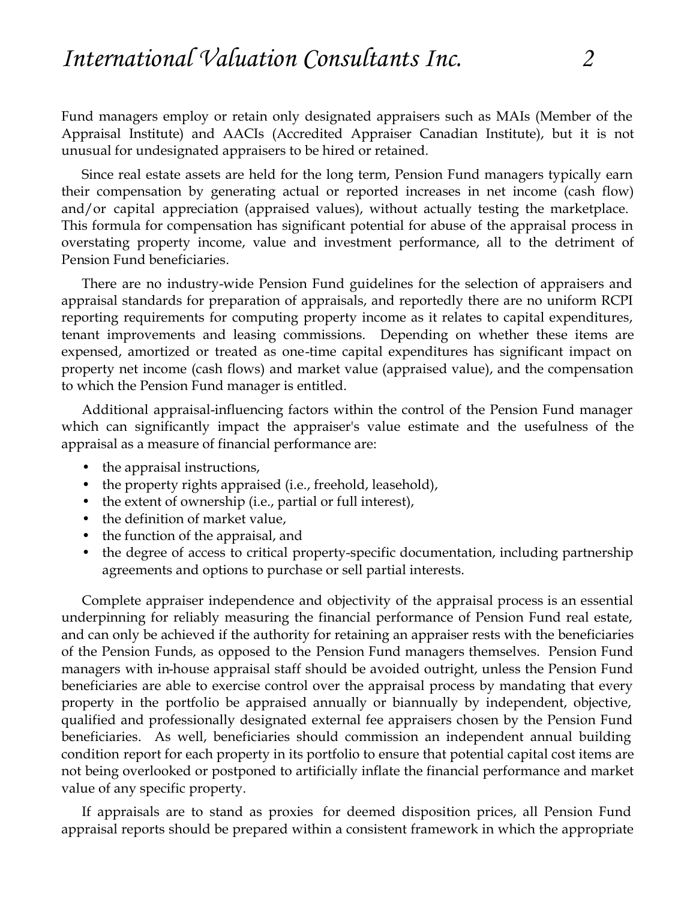Fund managers employ or retain only designated appraisers such as MAIs (Member of the Appraisal Institute) and AACIs (Accredited Appraiser Canadian Institute), but it is not unusual for undesignated appraisers to be hired or retained.

Since real estate assets are held for the long term, Pension Fund managers typically earn their compensation by generating actual or reported increases in net income (cash flow) and/or capital appreciation (appraised values), without actually testing the marketplace. This formula for compensation has significant potential for abuse of the appraisal process in overstating property income, value and investment performance, all to the detriment of Pension Fund beneficiaries.

There are no industry-wide Pension Fund guidelines for the selection of appraisers and appraisal standards for preparation of appraisals, and reportedly there are no uniform RCPI reporting requirements for computing property income as it relates to capital expenditures, tenant improvements and leasing commissions. Depending on whether these items are expensed, amortized or treated as one-time capital expenditures has significant impact on property net income (cash flows) and market value (appraised value), and the compensation to which the Pension Fund manager is entitled.

Additional appraisal-influencing factors within the control of the Pension Fund manager which can significantly impact the appraiser's value estimate and the usefulness of the appraisal as a measure of financial performance are:

- the appraisal instructions,
- the property rights appraised (i.e., freehold, leasehold),
- the extent of ownership (i.e., partial or full interest),
- the definition of market value,
- the function of the appraisal, and
- the degree of access to critical property-specific documentation, including partnership agreements and options to purchase or sell partial interests.

Complete appraiser independence and objectivity of the appraisal process is an essential underpinning for reliably measuring the financial performance of Pension Fund real estate, and can only be achieved if the authority for retaining an appraiser rests with the beneficiaries of the Pension Funds, as opposed to the Pension Fund managers themselves. Pension Fund managers with in-house appraisal staff should be avoided outright, unless the Pension Fund beneficiaries are able to exercise control over the appraisal process by mandating that every property in the portfolio be appraised annually or biannually by independent, objective, qualified and professionally designated external fee appraisers chosen by the Pension Fund beneficiaries. As well, beneficiaries should commission an independent annual building condition report for each property in its portfolio to ensure that potential capital cost items are not being overlooked or postponed to artificially inflate the financial performance and market value of any specific property.

If appraisals are to stand as proxies for deemed disposition prices, all Pension Fund appraisal reports should be prepared within a consistent framework in which the appropriate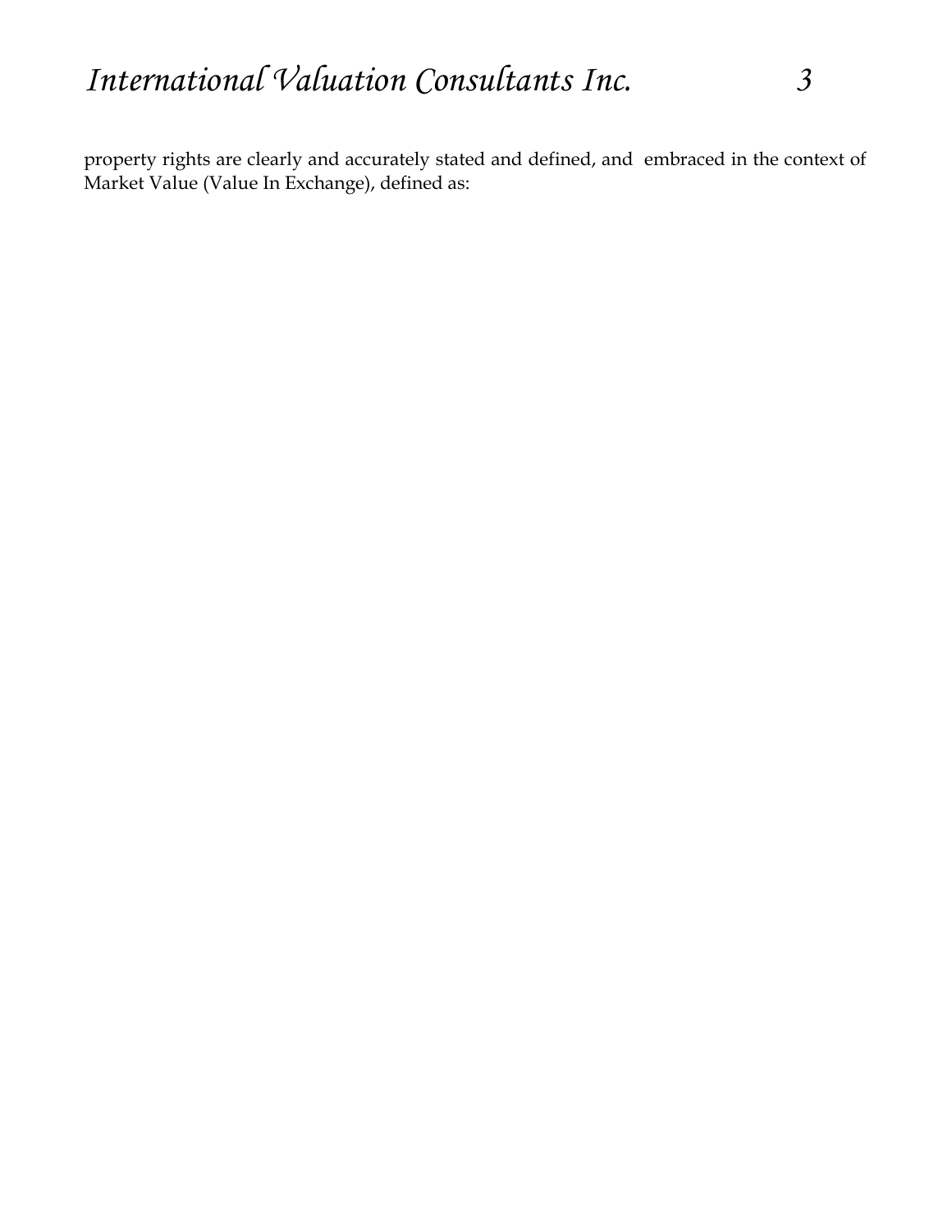property rights are clearly and accurately stated and defined, and embraced in the context of Market Value (Value In Exchange), defined as: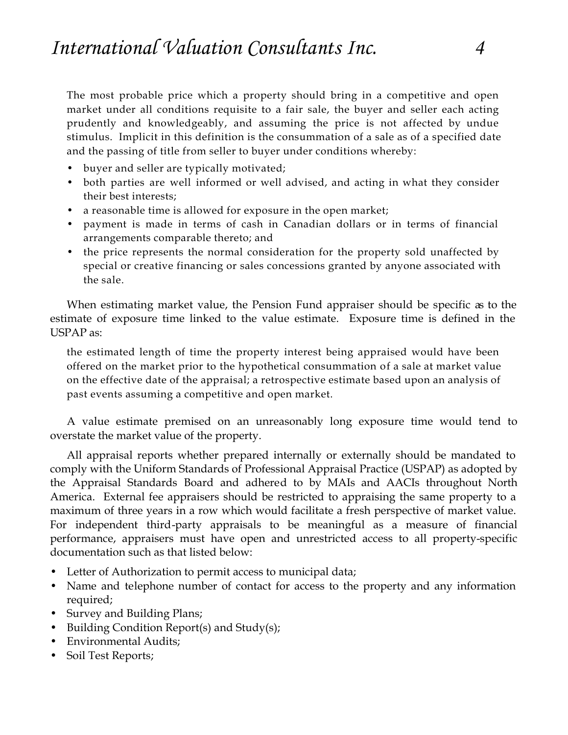> The most probable price which a property should bring in a competitive and open market under all conditions requisite to a fair sale, the buyer and seller each acting prudently and knowledgeably, and assuming the price is not affected by undue stimulus. Implicit in this definition is the consummation of a sale as of a specified date and the passing of title from seller to buyer under conditions whereby:
>
> - buyer and seller are typically motivated;
> - both parties are well informed or well advised, and acting in what they consider their best interests;
> - a reasonable time is allowed for exposure in the open market;
> - payment is made in terms of cash in Canadian dollars or in terms of financial arrangements comparable thereto; and
> - the price represents the normal consideration for the property sold unaffected by special or creative financing or sales concessions granted by anyone associated with the sale.

When estimating market value, the Pension Fund appraiser should be specific as to the estimate of exposure time linked to the value estimate. Exposure time is defined in the USPAP as:

> the estimated length of time the property interest being appraised would have been offered on the market prior to the hypothetical consummation of a sale at market value on the effective date of the appraisal; a retrospective estimate based upon an analysis of past events assuming a competitive and open market.

A value estimate premised on an unreasonably long exposure time would tend to overstate the market value of the property.

All appraisal reports whether prepared internally or externally should be mandated to comply with the Uniform Standards of Professional Appraisal Practice (USPAP) as adopted by the Appraisal Standards Board and adhered to by MAIs and AACIs throughout North America. External fee appraisers should be restricted to appraising the same property to a maximum of three years in a row which would facilitate a fresh perspective of market value. For independent third-party appraisals to be meaningful as a measure of financial performance, appraisers must have open and unrestricted access to all property-specific documentation such as that listed below:

- Letter of Authorization to permit access to municipal data;
- Name and telephone number of contact for access to the property and any information required;
- Survey and Building Plans;
- Building Condition Report(s) and Study(s);
- Environmental Audits;
- Soil Test Reports;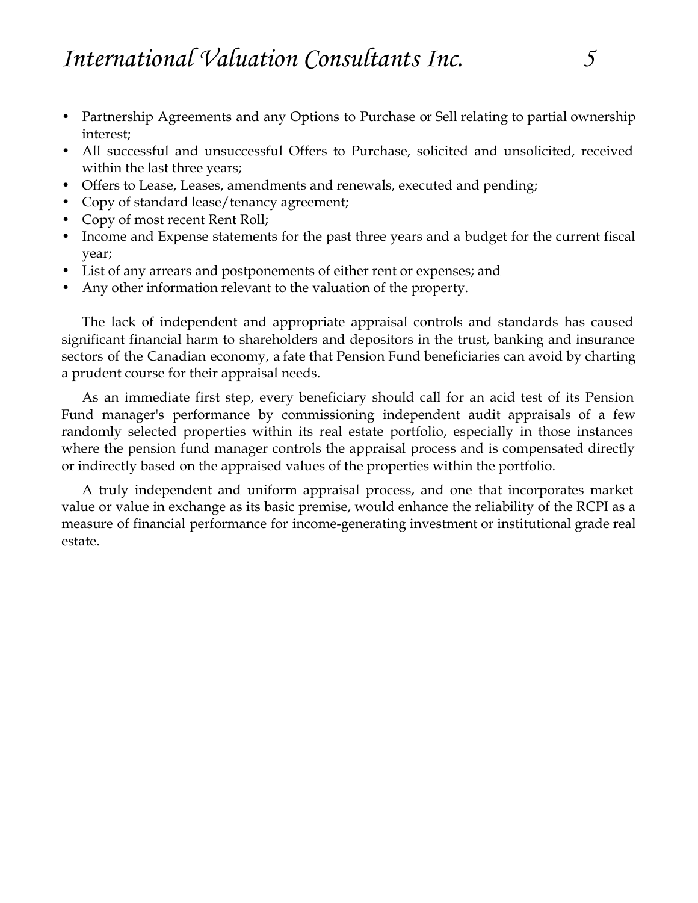- Partnership Agreements and any Options to Purchase or Sell relating to partial ownership interest;
- All successful and unsuccessful Offers to Purchase, solicited and unsolicited, received within the last three years;
- Offers to Lease, Leases, amendments and renewals, executed and pending;
- Copy of standard lease/tenancy agreement;
- Copy of most recent Rent Roll;
- Income and Expense statements for the past three years and a budget for the current fiscal year;
- List of any arrears and postponements of either rent or expenses; and
- Any other information relevant to the valuation of the property.

The lack of independent and appropriate appraisal controls and standards has caused significant financial harm to shareholders and depositors in the trust, banking and insurance sectors of the Canadian economy, a fate that Pension Fund beneficiaries can avoid by charting a prudent course for their appraisal needs.

As an immediate first step, every beneficiary should call for an acid test of its Pension Fund manager's performance by commissioning independent audit appraisals of a few randomly selected properties within its real estate portfolio, especially in those instances where the pension fund manager controls the appraisal process and is compensated directly or indirectly based on the appraised values of the properties within the portfolio.

A truly independent and uniform appraisal process, and one that incorporates market value or value in exchange as its basic premise, would enhance the reliability of the RCPI as a measure of financial performance for income-generating investment or institutional grade real estate.